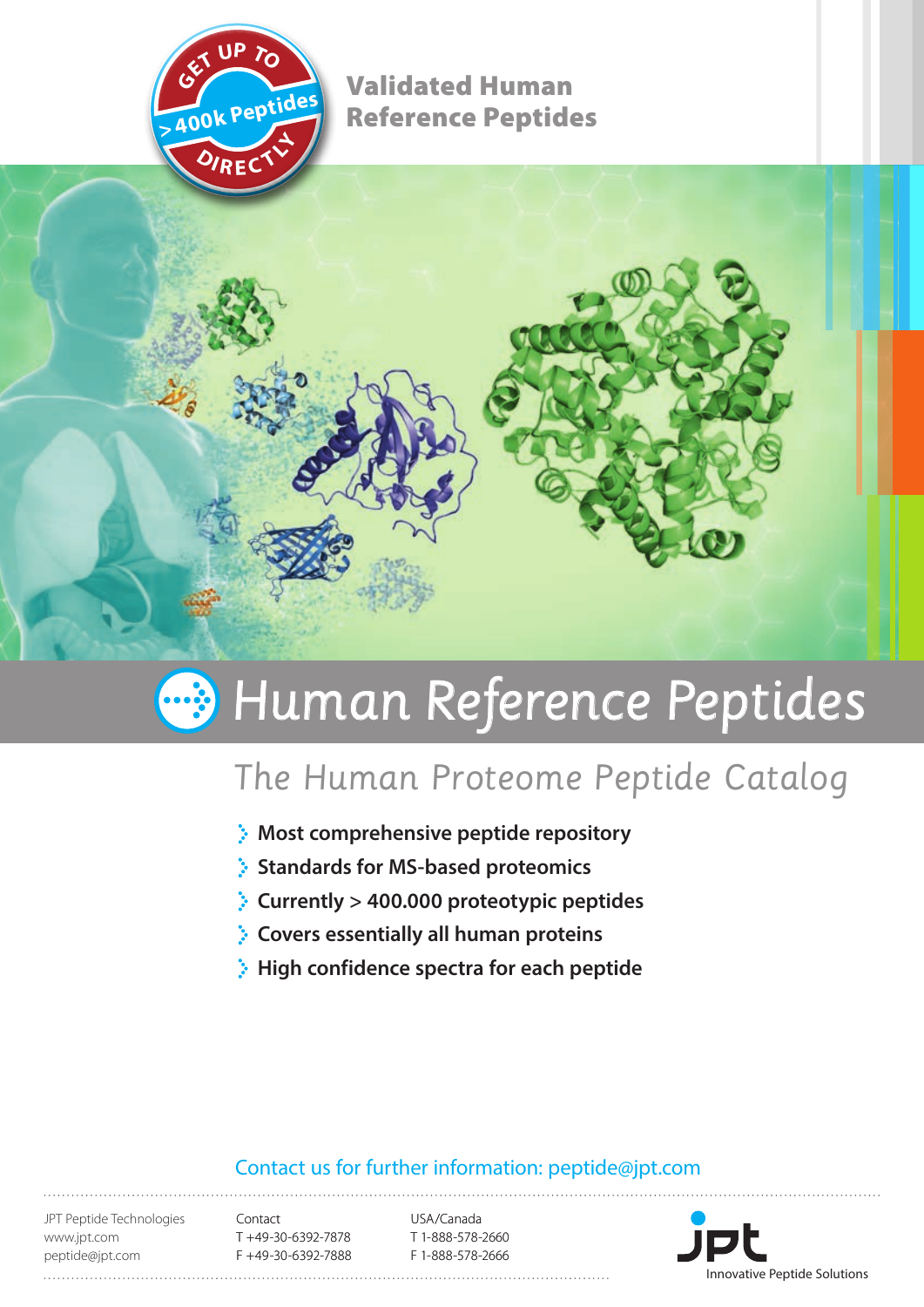GET UP TO > 400k Peptides DIRECTLY

**Validated Human Reference Peptides**

# Human Reference Peptides

## The Human Proteome Peptide Catalog

- **Most comprehensive peptide repository**
- **Standards for MS-based proteomics**
- **Currently > 400.000 proteotypic peptides**
- **Covers essentially all human proteins**
- **High confidence spectra for each peptide**

Contact us for further information: peptide@jpt.com

JPT Peptide Technologies
www.jpt.com
peptide@jpt.com

Contact
T +49-30-6392-7878
F +49-30-6392-7888

USA/Canada
T 1-888-578-2660
F 1-888-578-2666

jpt
Innovative Peptide Solutions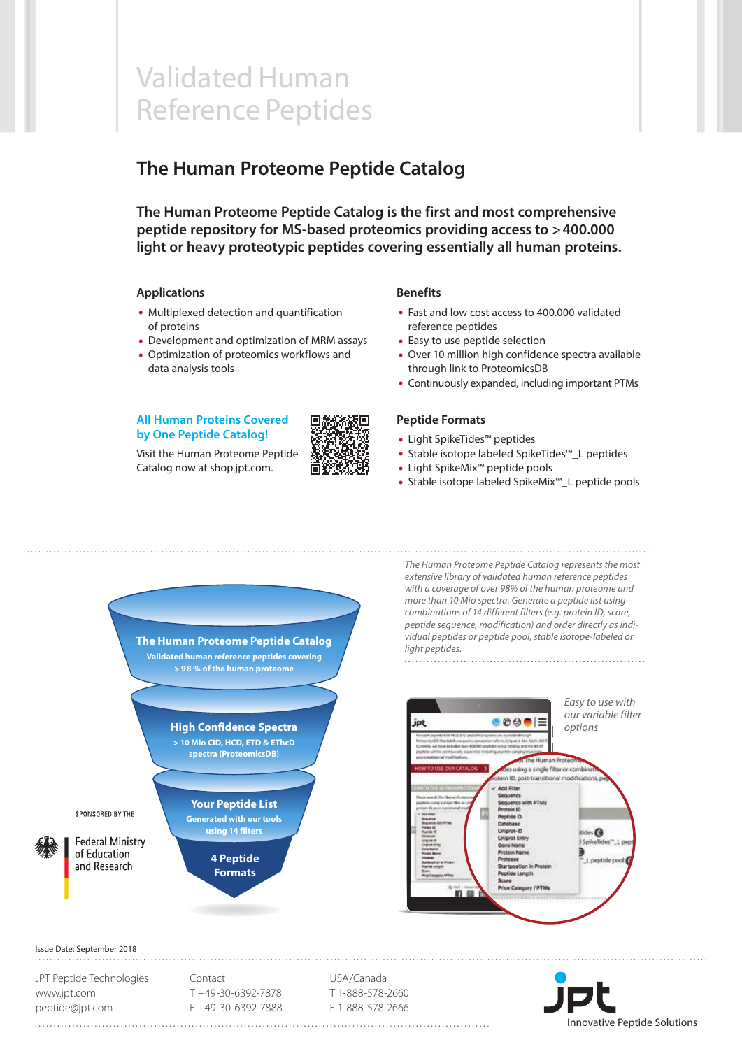# Validated Human Reference Peptides

## The Human Proteome Peptide Catalog

**The Human Proteome Peptide Catalog is the first and most comprehensive peptide repository for MS-based proteomics providing access to > 400.000 light or heavy proteotypic peptides covering essentially all human proteins.**

### Applications

- Multiplexed detection and quantification of proteins
- Development and optimization of MRM assays
- Optimization of proteomics workflows and data analysis tools

### Benefits

- Fast and low cost access to 400.000 validated reference peptides
- Easy to use peptide selection
- Over 10 million high confidence spectra available through link to ProteomicsDB
- Continuously expanded, including important PTMs

### All Human Proteins Covered by One Peptide Catalog!

Visit the Human Proteome Peptide Catalog now at shop.jpt.com.

### Peptide Formats

- Light SpikeTides™ peptides
- Stable isotope labeled SpikeTides™_L peptides
- Light SpikeMix™ peptide pools
- Stable isotope labeled SpikeMix™_L peptide pools

**The Human Proteome Peptide Catalog**
Validated human reference peptides covering > 98 % of the human proteome

**High Confidence Spectra**
> 10 Mio CID, HCD, ETD & EThcD spectra (ProteomicsDB)

**Your Peptide List**
Generated with our tools using 14 filters

**4 Peptide Formats**

*The Human Proteome Peptide Catalog represents the most extensive library of validated human reference peptides with a coverage of over 98% of the human proteome and more than 10 Mio spectra. Generate a peptide list using combinations of 14 different filters (e.g. protein ID, score, peptide sequence, modification) and order directly as individual peptides or peptide pool, stable isotope-labeled or light peptides.*

*Easy to use with our variable filter options*

SPONSORED BY THE

Federal Ministry of Education and Research

Issue Date: September 2018

JPT Peptide Technologies
www.jpt.com
peptide@jpt.com

Contact
T +49-30-6392-7878
F +49-30-6392-7888

USA/Canada
T 1-888-578-2660
F 1-888-578-2666

jpt
Innovative Peptide Solutions